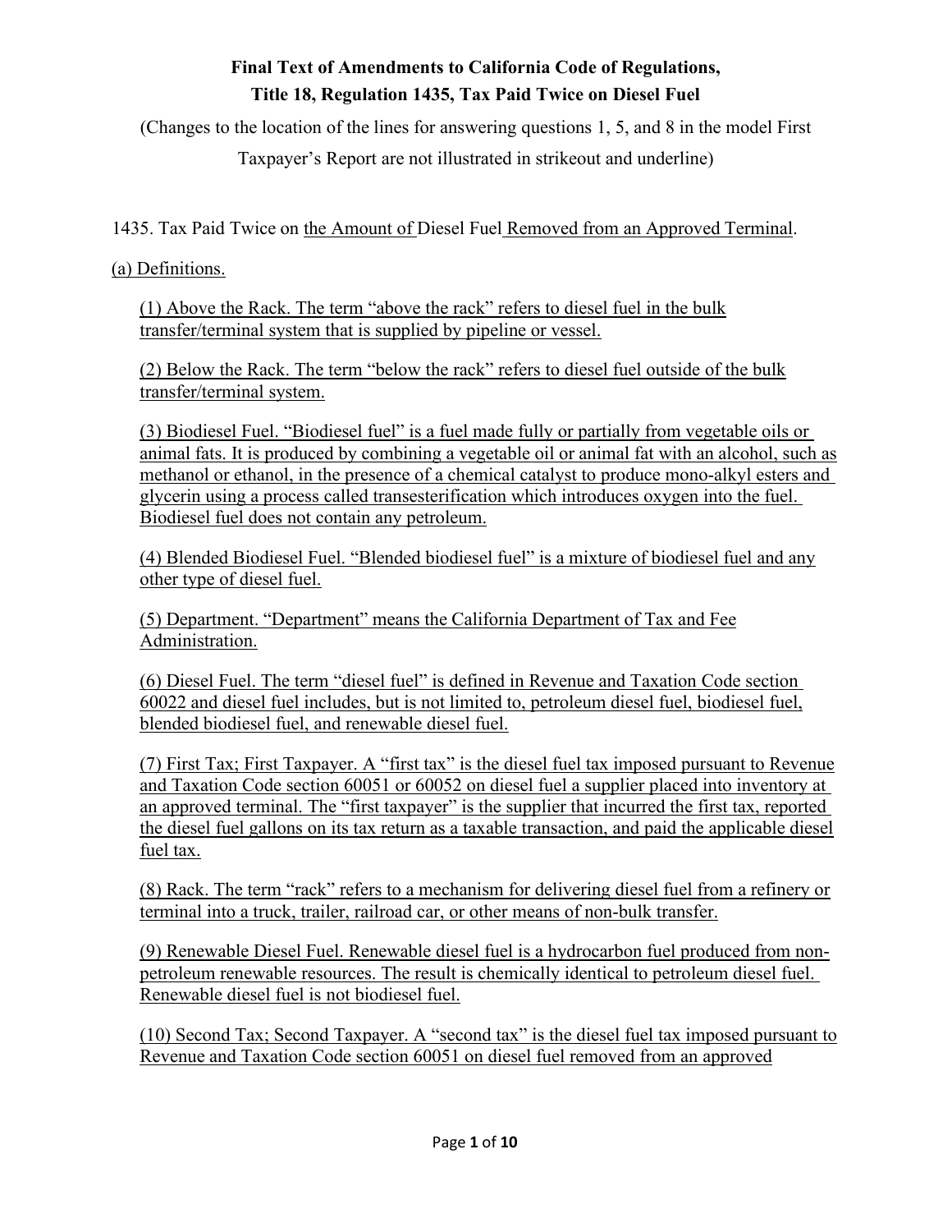**Final Text of Amendments to California Code of Regulations, Title 18, Regulation 1435, Tax Paid Twice on Diesel Fuel**

(Changes to the location of the lines for answering questions 1, 5, and 8 in the model First Taxpayer's Report are not illustrated in strikeout and underline)

1435. Tax Paid Twice on <u>the Amount of</u> Diesel Fuel <u>Removed from an Approved Terminal</u>.

<u>(a) Definitions.</u>

<u>(1) Above the Rack. The term "above the rack" refers to diesel fuel in the bulk transfer/terminal system that is supplied by pipeline or vessel.</u>

<u>(2) Below the Rack. The term "below the rack" refers to diesel fuel outside of the bulk transfer/terminal system.</u>

<u>(3) Biodiesel Fuel. "Biodiesel fuel" is a fuel made fully or partially from vegetable oils or animal fats. It is produced by combining a vegetable oil or animal fat with an alcohol, such as methanol or ethanol, in the presence of a chemical catalyst to produce mono-alkyl esters and glycerin using a process called transesterification which introduces oxygen into the fuel. Biodiesel fuel does not contain any petroleum.</u>

<u>(4) Blended Biodiesel Fuel. "Blended biodiesel fuel" is a mixture of biodiesel fuel and any other type of diesel fuel.</u>

<u>(5) Department. "Department" means the California Department of Tax and Fee Administration.</u>

<u>(6) Diesel Fuel. The term "diesel fuel" is defined in Revenue and Taxation Code section 60022 and diesel fuel includes, but is not limited to, petroleum diesel fuel, biodiesel fuel, blended biodiesel fuel, and renewable diesel fuel.</u>

<u>(7) First Tax; First Taxpayer. A "first tax" is the diesel fuel tax imposed pursuant to Revenue and Taxation Code section 60051 or 60052 on diesel fuel a supplier placed into inventory at an approved terminal. The "first taxpayer" is the supplier that incurred the first tax, reported the diesel fuel gallons on its tax return as a taxable transaction, and paid the applicable diesel fuel tax.</u>

<u>(8) Rack. The term "rack" refers to a mechanism for delivering diesel fuel from a refinery or terminal into a truck, trailer, railroad car, or other means of non-bulk transfer.</u>

<u>(9) Renewable Diesel Fuel. Renewable diesel fuel is a hydrocarbon fuel produced from non-petroleum renewable resources. The result is chemically identical to petroleum diesel fuel. Renewable diesel fuel is not biodiesel fuel.</u>

<u>(10) Second Tax; Second Taxpayer. A "second tax" is the diesel fuel tax imposed pursuant to Revenue and Taxation Code section 60051 on diesel fuel removed from an approved</u>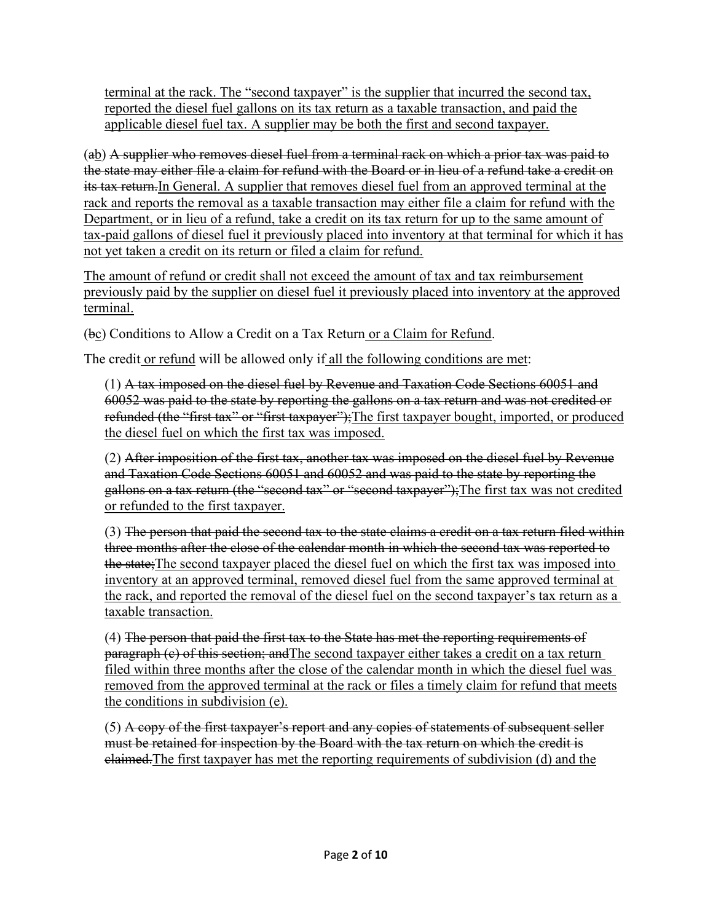terminal at the rack. The "second taxpayer" is the supplier that incurred the second tax, reported the diesel fuel gallons on its tax return as a taxable transaction, and paid the applicable diesel fuel tax. A supplier may be both the first and second taxpayer.

(~~a~~b) ~~A supplier who removes diesel fuel from a terminal rack on which a prior tax was paid to the state may either file a claim for refund with the Board or in lieu of a refund take a credit on its tax return.~~In General. A supplier that removes diesel fuel from an approved terminal at the rack and reports the removal as a taxable transaction may either file a claim for refund with the Department, or in lieu of a refund, take a credit on its tax return for up to the same amount of tax-paid gallons of diesel fuel it previously placed into inventory at that terminal for which it has not yet taken a credit on its return or filed a claim for refund.

The amount of refund or credit shall not exceed the amount of tax and tax reimbursement previously paid by the supplier on diesel fuel it previously placed into inventory at the approved terminal.

(~~b~~c) Conditions to Allow a Credit on a Tax Return or a Claim for Refund.

The credit or refund will be allowed only if all the following conditions are met:

(1) ~~A tax imposed on the diesel fuel by Revenue and Taxation Code Sections 60051 and 60052 was paid to the state by reporting the gallons on a tax return and was not credited or refunded (the "first tax" or "first taxpayer");~~The first taxpayer bought, imported, or produced the diesel fuel on which the first tax was imposed.

(2) ~~After imposition of the first tax, another tax was imposed on the diesel fuel by Revenue and Taxation Code Sections 60051 and 60052 and was paid to the state by reporting the gallons on a tax return (the "second tax" or "second taxpayer");~~The first tax was not credited or refunded to the first taxpayer.

(3) ~~The person that paid the second tax to the state claims a credit on a tax return filed within three months after the close of the calendar month in which the second tax was reported to the state;~~The second taxpayer placed the diesel fuel on which the first tax was imposed into inventory at an approved terminal, removed diesel fuel from the same approved terminal at the rack, and reported the removal of the diesel fuel on the second taxpayer's tax return as a taxable transaction.

(4) ~~The person that paid the first tax to the State has met the reporting requirements of paragraph (c) of this section; and~~The second taxpayer either takes a credit on a tax return filed within three months after the close of the calendar month in which the diesel fuel was removed from the approved terminal at the rack or files a timely claim for refund that meets the conditions in subdivision (e).

(5) ~~A copy of the first taxpayer's report and any copies of statements of subsequent seller must be retained for inspection by the Board with the tax return on which the credit is claimed.~~The first taxpayer has met the reporting requirements of subdivision (d) and the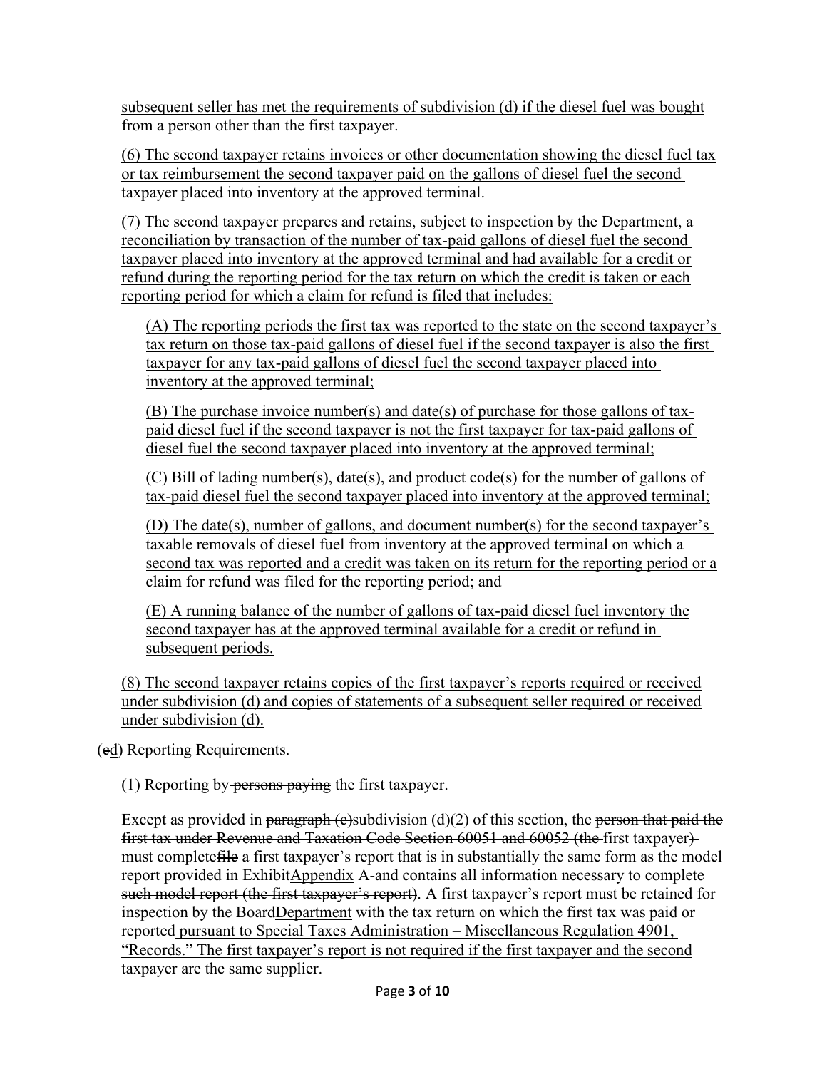subsequent seller has met the requirements of subdivision (d) if the diesel fuel was bought from a person other than the first taxpayer.

(6) The second taxpayer retains invoices or other documentation showing the diesel fuel tax or tax reimbursement the second taxpayer paid on the gallons of diesel fuel the second taxpayer placed into inventory at the approved terminal.

(7) The second taxpayer prepares and retains, subject to inspection by the Department, a reconciliation by transaction of the number of tax-paid gallons of diesel fuel the second taxpayer placed into inventory at the approved terminal and had available for a credit or refund during the reporting period for the tax return on which the credit is taken or each reporting period for which a claim for refund is filed that includes:

(A) The reporting periods the first tax was reported to the state on the second taxpayer's tax return on those tax-paid gallons of diesel fuel if the second taxpayer is also the first taxpayer for any tax-paid gallons of diesel fuel the second taxpayer placed into inventory at the approved terminal;

(B) The purchase invoice number(s) and date(s) of purchase for those gallons of tax-paid diesel fuel if the second taxpayer is not the first taxpayer for tax-paid gallons of diesel fuel the second taxpayer placed into inventory at the approved terminal;

(C) Bill of lading number(s), date(s), and product code(s) for the number of gallons of tax-paid diesel fuel the second taxpayer placed into inventory at the approved terminal;

(D) The date(s), number of gallons, and document number(s) for the second taxpayer's taxable removals of diesel fuel from inventory at the approved terminal on which a second tax was reported and a credit was taken on its return for the reporting period or a claim for refund was filed for the reporting period; and

(E) A running balance of the number of gallons of tax-paid diesel fuel inventory the second taxpayer has at the approved terminal available for a credit or refund in subsequent periods.

(8) The second taxpayer retains copies of the first taxpayer's reports required or received under subdivision (d) and copies of statements of a subsequent seller required or received under subdivision (d).

(~~c~~d) Reporting Requirements.

(1) Reporting by ~~persons paying~~ the first tax~~payer~~payer.

Except as provided in ~~paragraph (c)~~subdivision (d)(2) of this section, the ~~person that paid the first tax under Revenue and Taxation Code Section 60051 and 60052 (the~~ first taxpayer~~)~~ must complete~~file~~ a first taxpayer's report that is in substantially the same form as the model report provided in ~~Exhibit~~Appendix A ~~and contains all information necessary to complete such model report (the first taxpayer's report)~~. A first taxpayer's report must be retained for inspection by the ~~Board~~Department with the tax return on which the first tax was paid or reported pursuant to Special Taxes Administration – Miscellaneous Regulation 4901, "Records." The first taxpayer's report is not required if the first taxpayer and the second taxpayer are the same supplier.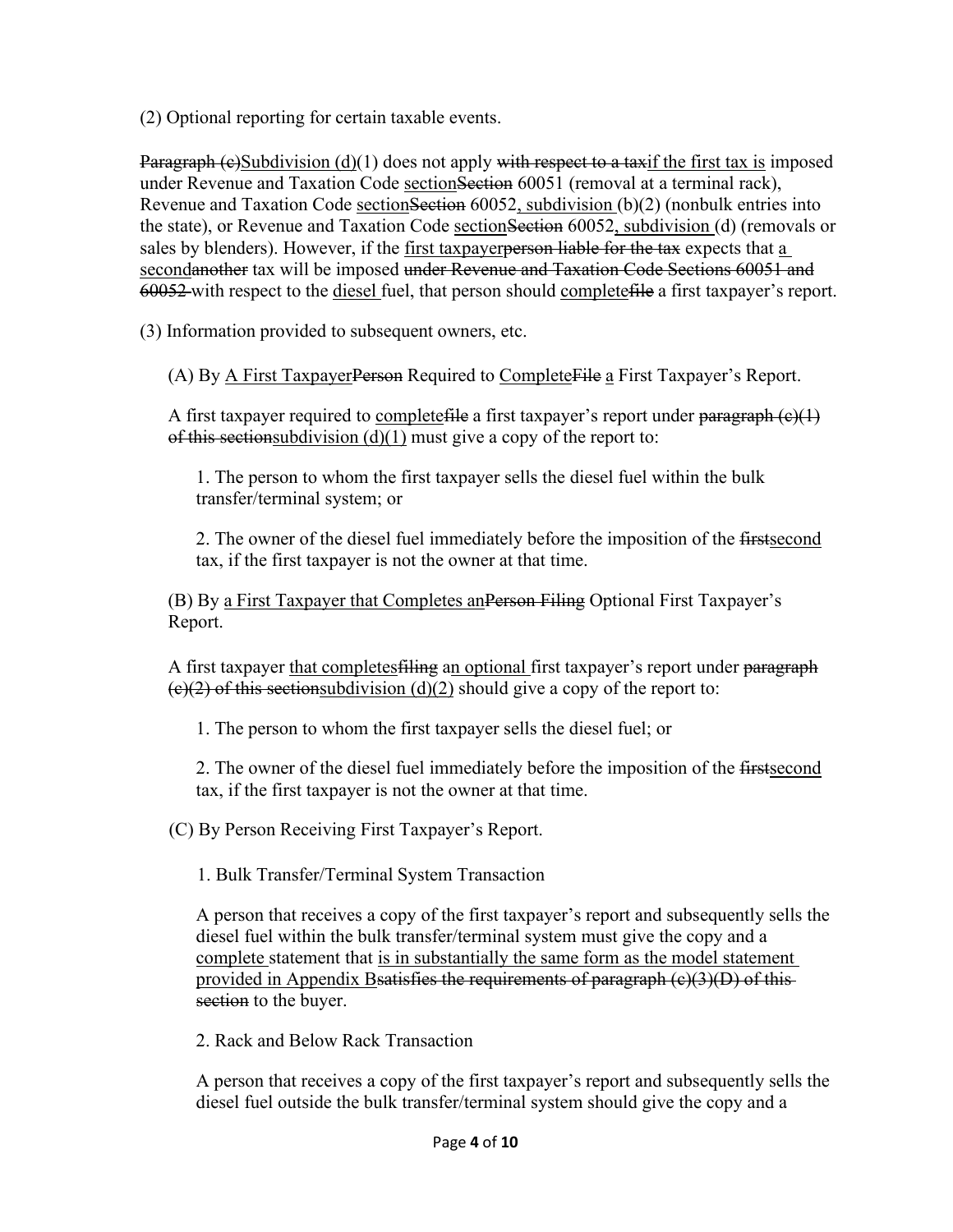(2) Optional reporting for certain taxable events.

~~Paragraph (c)~~<u>Subdivision (d)</u>(1) does not apply ~~with respect to a tax~~<u>if the first tax is</u> imposed under Revenue and Taxation Code <u>section</u>~~Section~~ 60051 (removal at a terminal rack), Revenue and Taxation Code <u>section</u>~~Section~~ 60052<u>, subdivision</u> (b)(2) (nonbulk entries into the state), or Revenue and Taxation Code <u>section</u>~~Section~~ 60052<u>, subdivision</u> (d) (removals or sales by blenders). However, if the <u>first taxpayer</u>~~person liable for the tax~~ expects that <u>a second</u>~~another~~ tax will be imposed ~~under Revenue and Taxation Code Sections 60051 and 60052~~ with respect to the <u>diesel</u> fuel, that person should <u>complete</u>~~file~~ a first taxpayer's report.

(3) Information provided to subsequent owners, etc.

(A) By <u>A First Taxpayer</u>~~Person~~ Required to <u>Complete</u>~~File~~ <u>a</u> First Taxpayer's Report.

A first taxpayer required to <u>complete</u>~~file~~ a first taxpayer's report under ~~paragraph (c)(1) of this section~~<u>subdivision (d)(1)</u> must give a copy of the report to:

1. The person to whom the first taxpayer sells the diesel fuel within the bulk transfer/terminal system; or

2. The owner of the diesel fuel immediately before the imposition of the ~~first~~<u>second</u> tax, if the first taxpayer is not the owner at that time.

(B) By <u>a First Taxpayer that Completes an</u>~~Person Filing~~ Optional First Taxpayer's Report.

A first taxpayer <u>that completes</u>~~filing~~ a<u>n optional</u> first taxpayer's report under ~~paragraph (c)(2) of this section~~<u>subdivision (d)(2)</u> should give a copy of the report to:

1. The person to whom the first taxpayer sells the diesel fuel; or

2. The owner of the diesel fuel immediately before the imposition of the ~~first~~<u>second</u> tax, if the first taxpayer is not the owner at that time.

(C) By Person Receiving First Taxpayer's Report.

1. Bulk Transfer/Terminal System Transaction

A person that receives a copy of the first taxpayer's report and subsequently sells the diesel fuel within the bulk transfer/terminal system must give the copy and a <u>complete</u> statement that <u>is in substantially the same form as the model statement provided in Appendix B</u>~~satisfies the requirements of paragraph (c)(3)(D) of this section~~ to the buyer.

2. Rack and Below Rack Transaction

A person that receives a copy of the first taxpayer's report and subsequently sells the diesel fuel outside the bulk transfer/terminal system should give the copy and a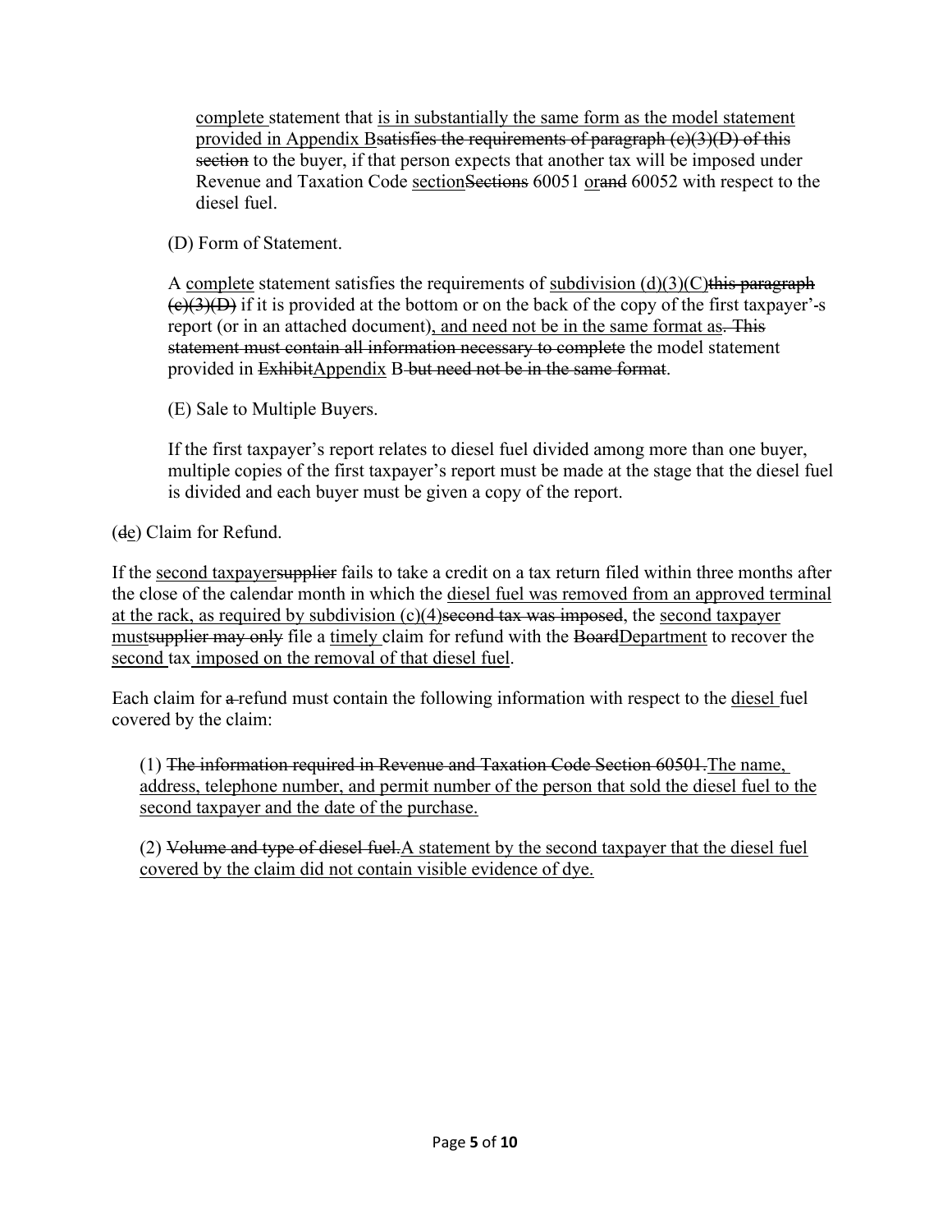<u>complete </u>statement that <u>is in substantially the same form as the model statement provided in Appendix B</u>~~satisfies the requirements of paragraph (c)(3)(D) of this section~~ to the buyer, if that person expects that another tax will be imposed under Revenue and Taxation Code <u>section</u>~~Sections~~ 60051 <u>or</u>~~and~~ 60052 with respect to the diesel fuel.

(D) Form of Statement.

A <u>complete</u> statement satisfies the requirements of <u>subdivision (d)(3)(C)</u>~~this paragraph (c)(3)(D)~~ if it is provided at the bottom or on the back of the copy of the first taxpayer'~~-~~s report (or in an attached document)<u>, and need not be in the same format as</u>~~. This statement must contain all information necessary to complete~~ the model statement provided in ~~Exhibit~~<u>Appendix</u> B~~ but need not be in the same format~~.

(E) Sale to Multiple Buyers.

If the first taxpayer's report relates to diesel fuel divided among more than one buyer, multiple copies of the first taxpayer's report must be made at the stage that the diesel fuel is divided and each buyer must be given a copy of the report.

(~~d~~<u>e</u>) Claim for Refund.

If the <u>second taxpayer</u>~~supplier~~ fails to take a credit on a tax return filed within three months after the close of the calendar month in which the <u>diesel fuel was removed from an approved terminal at the rack, as required by subdivision (c)(4)</u>~~second tax was imposed~~, the <u>second taxpayer must</u>~~supplier may only~~ file a <u>timely </u>claim for refund with the ~~Board~~<u>Department</u> to recover the <u>second </u>tax<u> imposed on the removal of that diesel fuel</u>.

Each claim for ~~a~~ refund must contain the following information with respect to the <u>diesel </u>fuel covered by the claim:

(1) ~~The information required in Revenue and Taxation Code Section 60501.~~<u>The name, address, telephone number, and permit number of the person that sold the diesel fuel to the second taxpayer and the date of the purchase.</u>

(2) ~~Volume and type of diesel fuel.~~<u>A statement by the second taxpayer that the diesel fuel covered by the claim did not contain visible evidence of dye.</u>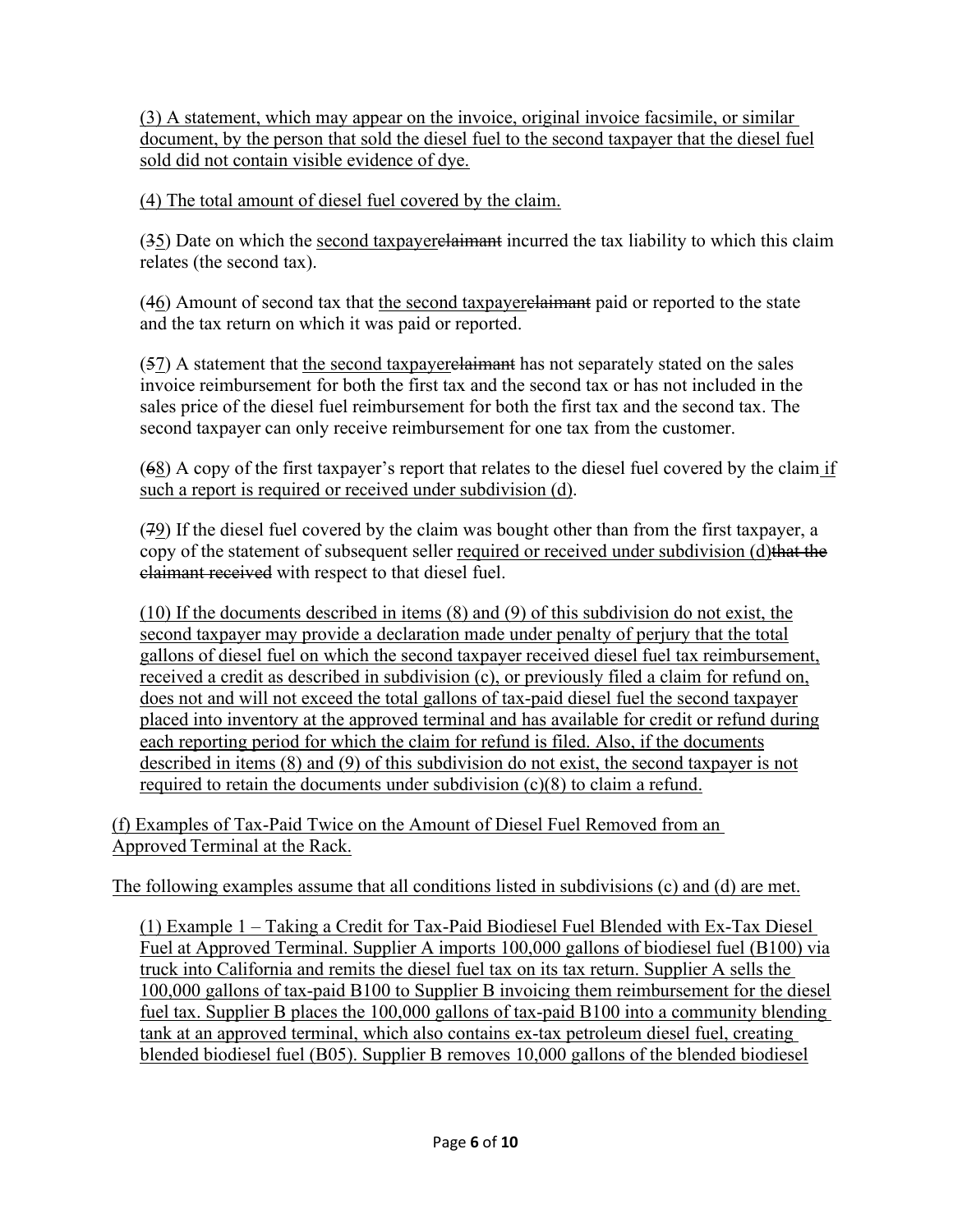(3) A statement, which may appear on the invoice, original invoice facsimile, or similar document, by the person that sold the diesel fuel to the second taxpayer that the diesel fuel sold did not contain visible evidence of dye.

(4) The total amount of diesel fuel covered by the claim.

(~~3~~5) Date on which the second taxpayer~~claimant~~ incurred the tax liability to which this claim relates (the second tax).

(~~4~~6) Amount of second tax that the second taxpayer~~claimant~~ paid or reported to the state and the tax return on which it was paid or reported.

(~~5~~7) A statement that the second taxpayer~~claimant~~ has not separately stated on the sales invoice reimbursement for both the first tax and the second tax or has not included in the sales price of the diesel fuel reimbursement for both the first tax and the second tax. The second taxpayer can only receive reimbursement for one tax from the customer.

(~~6~~8) A copy of the first taxpayer's report that relates to the diesel fuel covered by the claim if such a report is required or received under subdivision (d).

(~~7~~9) If the diesel fuel covered by the claim was bought other than from the first taxpayer, a copy of the statement of subsequent seller required or received under subdivision (d)~~that the claimant received~~ with respect to that diesel fuel.

(10) If the documents described in items (8) and (9) of this subdivision do not exist, the second taxpayer may provide a declaration made under penalty of perjury that the total gallons of diesel fuel on which the second taxpayer received diesel fuel tax reimbursement, received a credit as described in subdivision (c), or previously filed a claim for refund on, does not and will not exceed the total gallons of tax-paid diesel fuel the second taxpayer placed into inventory at the approved terminal and has available for credit or refund during each reporting period for which the claim for refund is filed. Also, if the documents described in items (8) and (9) of this subdivision do not exist, the second taxpayer is not required to retain the documents under subdivision (c)(8) to claim a refund.

(f) Examples of Tax-Paid Twice on the Amount of Diesel Fuel Removed from an Approved Terminal at the Rack.

The following examples assume that all conditions listed in subdivisions (c) and (d) are met.

(1) Example 1 – Taking a Credit for Tax-Paid Biodiesel Fuel Blended with Ex-Tax Diesel Fuel at Approved Terminal. Supplier A imports 100,000 gallons of biodiesel fuel (B100) via truck into California and remits the diesel fuel tax on its tax return. Supplier A sells the 100,000 gallons of tax-paid B100 to Supplier B invoicing them reimbursement for the diesel fuel tax. Supplier B places the 100,000 gallons of tax-paid B100 into a community blending tank at an approved terminal, which also contains ex-tax petroleum diesel fuel, creating blended biodiesel fuel (B05). Supplier B removes 10,000 gallons of the blended biodiesel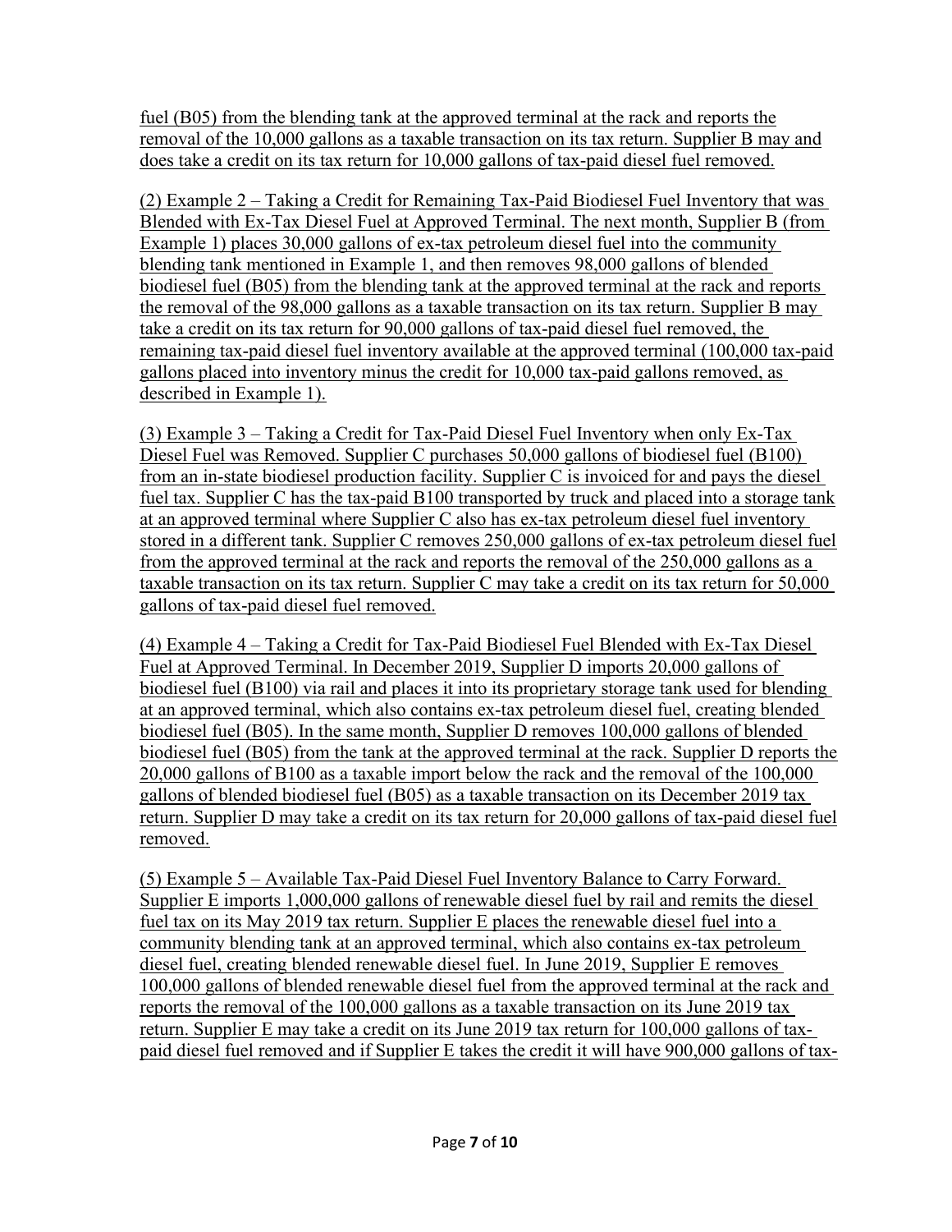fuel (B05) from the blending tank at the approved terminal at the rack and reports the removal of the 10,000 gallons as a taxable transaction on its tax return. Supplier B may and does take a credit on its tax return for 10,000 gallons of tax-paid diesel fuel removed.

(2) Example 2 – Taking a Credit for Remaining Tax-Paid Biodiesel Fuel Inventory that was Blended with Ex-Tax Diesel Fuel at Approved Terminal. The next month, Supplier B (from Example 1) places 30,000 gallons of ex-tax petroleum diesel fuel into the community blending tank mentioned in Example 1, and then removes 98,000 gallons of blended biodiesel fuel (B05) from the blending tank at the approved terminal at the rack and reports the removal of the 98,000 gallons as a taxable transaction on its tax return. Supplier B may take a credit on its tax return for 90,000 gallons of tax-paid diesel fuel removed, the remaining tax-paid diesel fuel inventory available at the approved terminal (100,000 tax-paid gallons placed into inventory minus the credit for 10,000 tax-paid gallons removed, as described in Example 1).

(3) Example 3 – Taking a Credit for Tax-Paid Diesel Fuel Inventory when only Ex-Tax Diesel Fuel was Removed. Supplier C purchases 50,000 gallons of biodiesel fuel (B100) from an in-state biodiesel production facility. Supplier C is invoiced for and pays the diesel fuel tax. Supplier C has the tax-paid B100 transported by truck and placed into a storage tank at an approved terminal where Supplier C also has ex-tax petroleum diesel fuel inventory stored in a different tank. Supplier C removes 250,000 gallons of ex-tax petroleum diesel fuel from the approved terminal at the rack and reports the removal of the 250,000 gallons as a taxable transaction on its tax return. Supplier C may take a credit on its tax return for 50,000 gallons of tax-paid diesel fuel removed.

(4) Example 4 – Taking a Credit for Tax-Paid Biodiesel Fuel Blended with Ex-Tax Diesel Fuel at Approved Terminal. In December 2019, Supplier D imports 20,000 gallons of biodiesel fuel (B100) via rail and places it into its proprietary storage tank used for blending at an approved terminal, which also contains ex-tax petroleum diesel fuel, creating blended biodiesel fuel (B05). In the same month, Supplier D removes 100,000 gallons of blended biodiesel fuel (B05) from the tank at the approved terminal at the rack. Supplier D reports the 20,000 gallons of B100 as a taxable import below the rack and the removal of the 100,000 gallons of blended biodiesel fuel (B05) as a taxable transaction on its December 2019 tax return. Supplier D may take a credit on its tax return for 20,000 gallons of tax-paid diesel fuel removed.

(5) Example 5 – Available Tax-Paid Diesel Fuel Inventory Balance to Carry Forward. Supplier E imports 1,000,000 gallons of renewable diesel fuel by rail and remits the diesel fuel tax on its May 2019 tax return. Supplier E places the renewable diesel fuel into a community blending tank at an approved terminal, which also contains ex-tax petroleum diesel fuel, creating blended renewable diesel fuel. In June 2019, Supplier E removes 100,000 gallons of blended renewable diesel fuel from the approved terminal at the rack and reports the removal of the 100,000 gallons as a taxable transaction on its June 2019 tax return. Supplier E may take a credit on its June 2019 tax return for 100,000 gallons of tax-paid diesel fuel removed and if Supplier E takes the credit it will have 900,000 gallons of tax-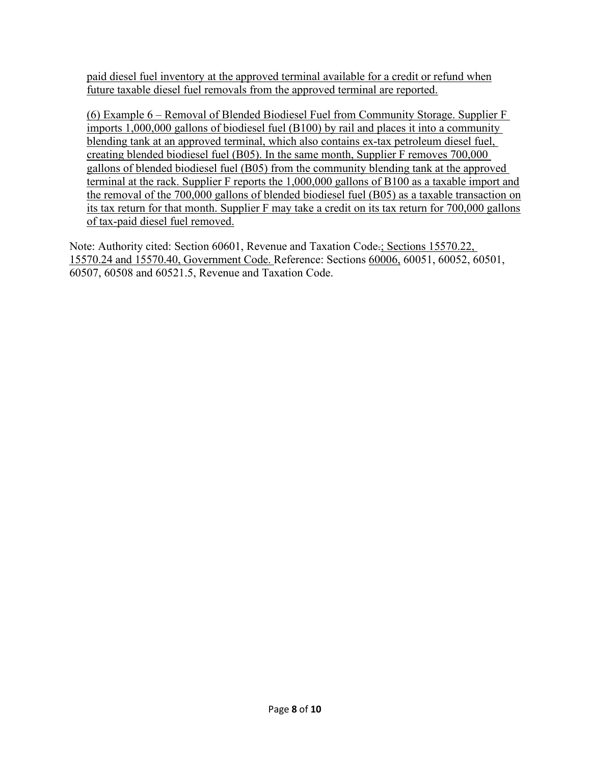paid diesel fuel inventory at the approved terminal available for a credit or refund when future taxable diesel fuel removals from the approved terminal are reported.

(6) Example 6 – Removal of Blended Biodiesel Fuel from Community Storage. Supplier F imports 1,000,000 gallons of biodiesel fuel (B100) by rail and places it into a community blending tank at an approved terminal, which also contains ex-tax petroleum diesel fuel, creating blended biodiesel fuel (B05). In the same month, Supplier F removes 700,000 gallons of blended biodiesel fuel (B05) from the community blending tank at the approved terminal at the rack. Supplier F reports the 1,000,000 gallons of B100 as a taxable import and the removal of the 700,000 gallons of blended biodiesel fuel (B05) as a taxable transaction on its tax return for that month. Supplier F may take a credit on its tax return for 700,000 gallons of tax-paid diesel fuel removed.

Note: Authority cited: Section 60601, Revenue and Taxation Code.; Sections 15570.22, 15570.24 and 15570.40, Government Code. Reference: Sections 60006, 60051, 60052, 60501, 60507, 60508 and 60521.5, Revenue and Taxation Code.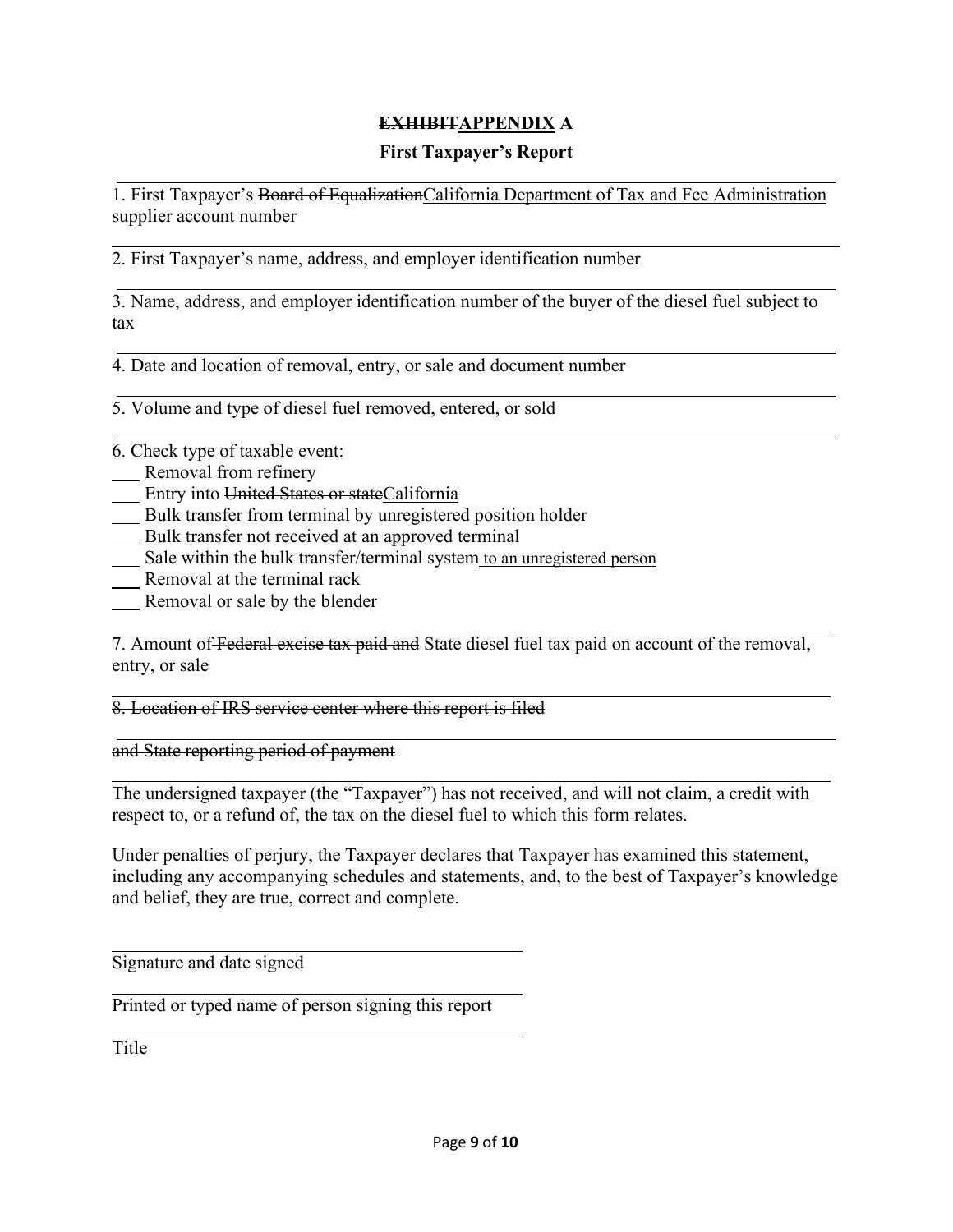**~~EXHIBIT~~<u>APPENDIX</u> A**

**First Taxpayer's Report**

---

1. First Taxpayer's ~~Board of Equalization~~<u>California Department of Tax and Fee Administration</u> supplier account number

---

2. First Taxpayer's name, address, and employer identification number

---

3. Name, address, and employer identification number of the buyer of the diesel fuel subject to tax

---

4. Date and location of removal, entry, or sale and document number

---

5. Volume and type of diesel fuel removed, entered, or sold

---

6. Check type of taxable event:

___ Removal from refinery
___ Entry into ~~United States or state~~<u>California</u>
___ Bulk transfer from terminal by unregistered position holder
___ Bulk transfer not received at an approved terminal
___ Sale within the bulk transfer/terminal system<u> to an unregistered person</u>
___ Removal at the terminal rack
___ Removal or sale by the blender

---

7. Amount of ~~Federal excise tax paid and~~ State diesel fuel tax paid on account of the removal, entry, or sale

---

~~8. Location of IRS service center where this report is filed~~

---

~~and State reporting period of payment~~

---

The undersigned taxpayer (the "Taxpayer") has not received, and will not claim, a credit with respect to, or a refund of, the tax on the diesel fuel to which this form relates.

Under penalties of perjury, the Taxpayer declares that Taxpayer has examined this statement, including any accompanying schedules and statements, and, to the best of Taxpayer's knowledge and belief, they are true, correct and complete.

\_\_\_\_\_\_\_\_\_\_\_\_\_\_\_\_\_\_\_\_\_\_\_\_\_\_\_\_\_\_\_\_\_\_\_\_
Signature and date signed

\_\_\_\_\_\_\_\_\_\_\_\_\_\_\_\_\_\_\_\_\_\_\_\_\_\_\_\_\_\_\_\_\_\_\_\_
Printed or typed name of person signing this report

\_\_\_\_\_\_\_\_\_\_\_\_\_\_\_\_\_\_\_\_\_\_\_\_\_\_\_\_\_\_\_\_\_\_\_\_
Title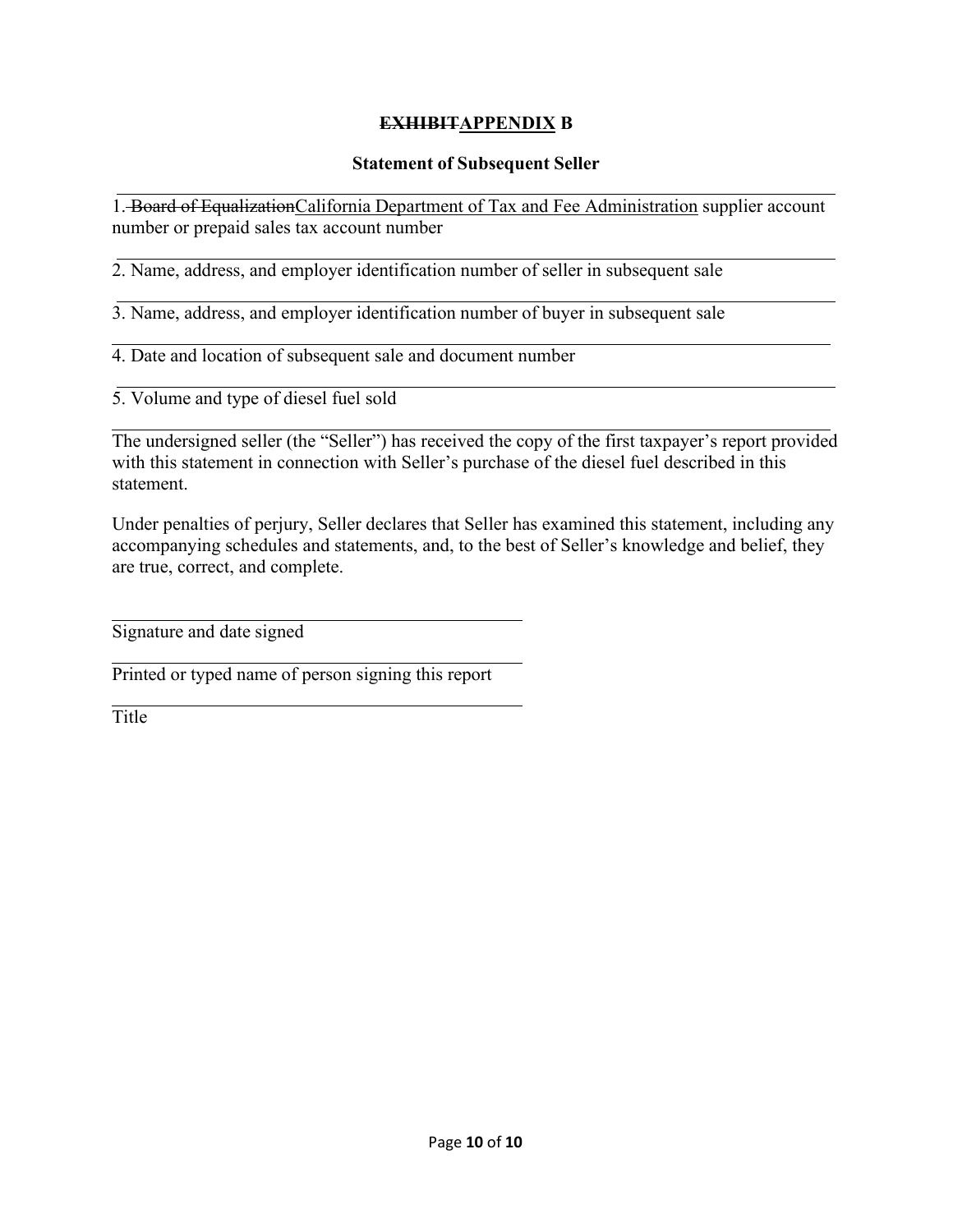**~~EXHIBIT~~<u>APPENDIX</u> B**

**Statement of Subsequent Seller**

---

1. ~~Board of Equalization~~<u>California Department of Tax and Fee Administration</u> supplier account number or prepaid sales tax account number

---

2. Name, address, and employer identification number of seller in subsequent sale

---

3. Name, address, and employer identification number of buyer in subsequent sale

---

4. Date and location of subsequent sale and document number

---

5. Volume and type of diesel fuel sold

---

The undersigned seller (the "Seller") has received the copy of the first taxpayer's report provided with this statement in connection with Seller's purchase of the diesel fuel described in this statement.

Under penalties of perjury, Seller declares that Seller has examined this statement, including any accompanying schedules and statements, and, to the best of Seller's knowledge and belief, they are true, correct, and complete.

\_\_\_\_\_\_\_\_\_\_\_\_\_\_\_\_\_\_\_\_\_\_\_\_\_\_\_\_\_\_\_\_\_\_\_\_\_\_\_\_

Signature and date signed

\_\_\_\_\_\_\_\_\_\_\_\_\_\_\_\_\_\_\_\_\_\_\_\_\_\_\_\_\_\_\_\_\_\_\_\_\_\_\_\_

Printed or typed name of person signing this report

\_\_\_\_\_\_\_\_\_\_\_\_\_\_\_\_\_\_\_\_\_\_\_\_\_\_\_\_\_\_\_\_\_\_\_\_\_\_\_\_

Title